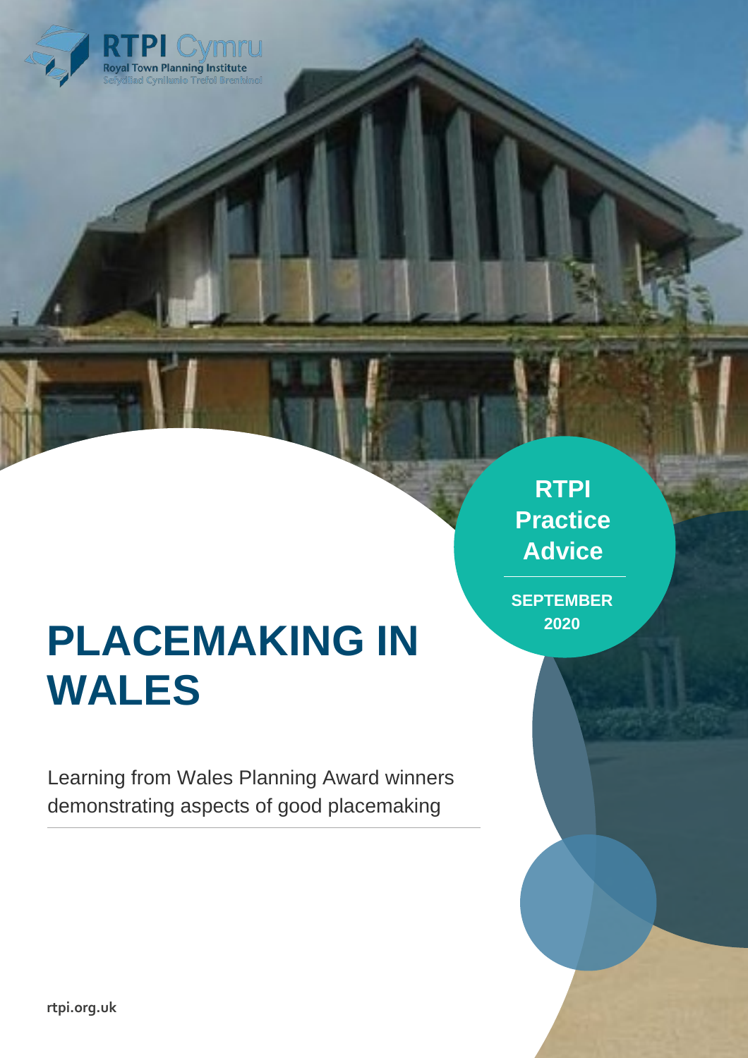RTPI Cymru

Royal Town Planning Institute

Sefydliad Cynllunio Trefol Brenhinol

**RTPI Practice Advice**

**SEPTEMBER 2020**

# PLACEMAKING IN WALES

Learning from Wales Planning Award winners demonstrating aspects of good placemaking

rtpi.org.uk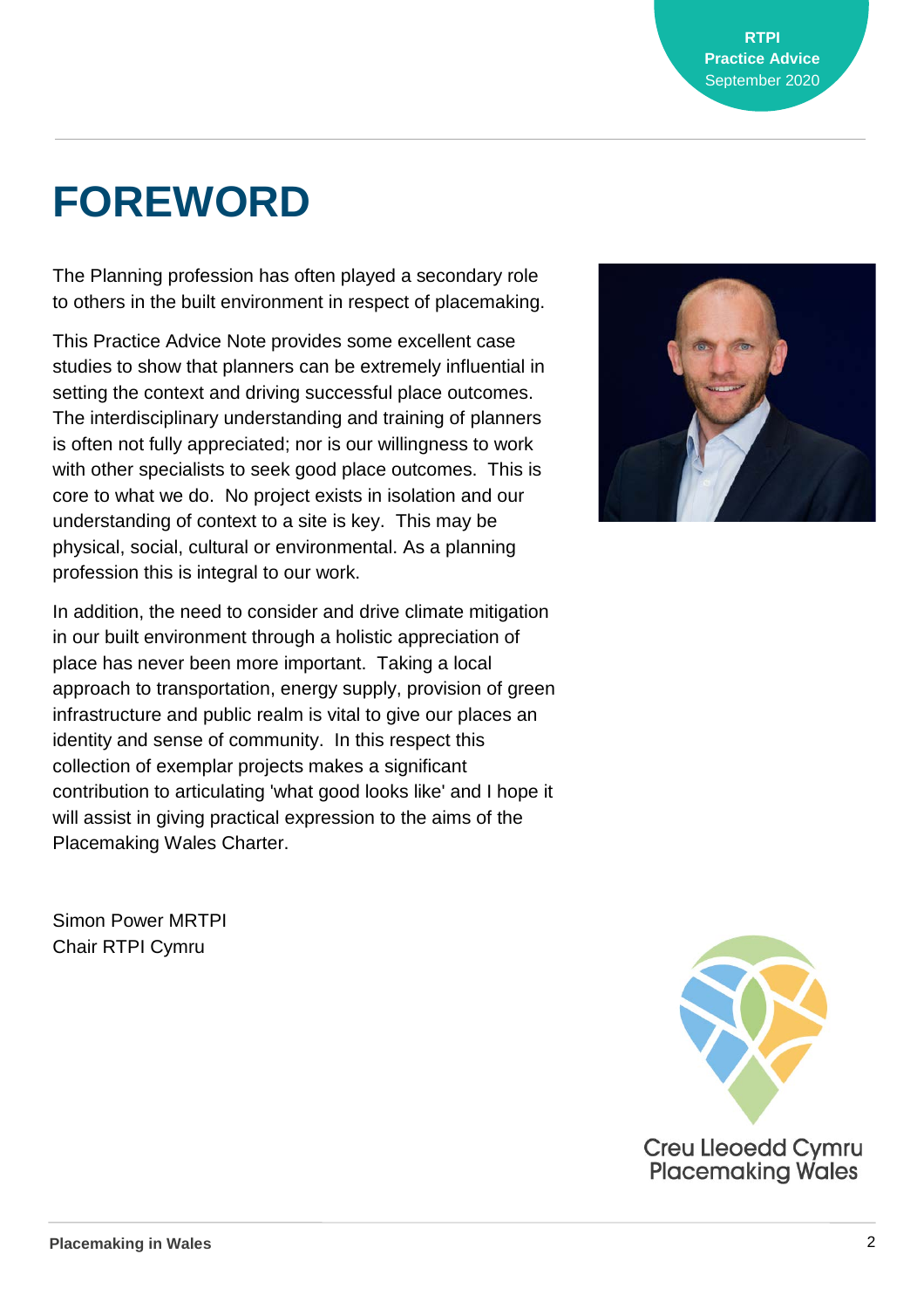# FOREWORD

The Planning profession has often played a secondary role to others in the built environment in respect of placemaking.

This Practice Advice Note provides some excellent case studies to show that planners can be extremely influential in setting the context and driving successful place outcomes. The interdisciplinary understanding and training of planners is often not fully appreciated; nor is our willingness to work with other specialists to seek good place outcomes. This is core to what we do. No project exists in isolation and our understanding of context to a site is key. This may be physical, social, cultural or environmental. As a planning profession this is integral to our work.

In addition, the need to consider and drive climate mitigation in our built environment through a holistic appreciation of place has never been more important. Taking a local approach to transportation, energy supply, provision of green infrastructure and public realm is vital to give our places an identity and sense of community. In this respect this collection of exemplar projects makes a significant contribution to articulating 'what good looks like' and I hope it will assist in giving practical expression to the aims of the Placemaking Wales Charter.

Simon Power MRTPI
Chair RTPI Cymru

Creu Lleoedd Cymru
Placemaking Wales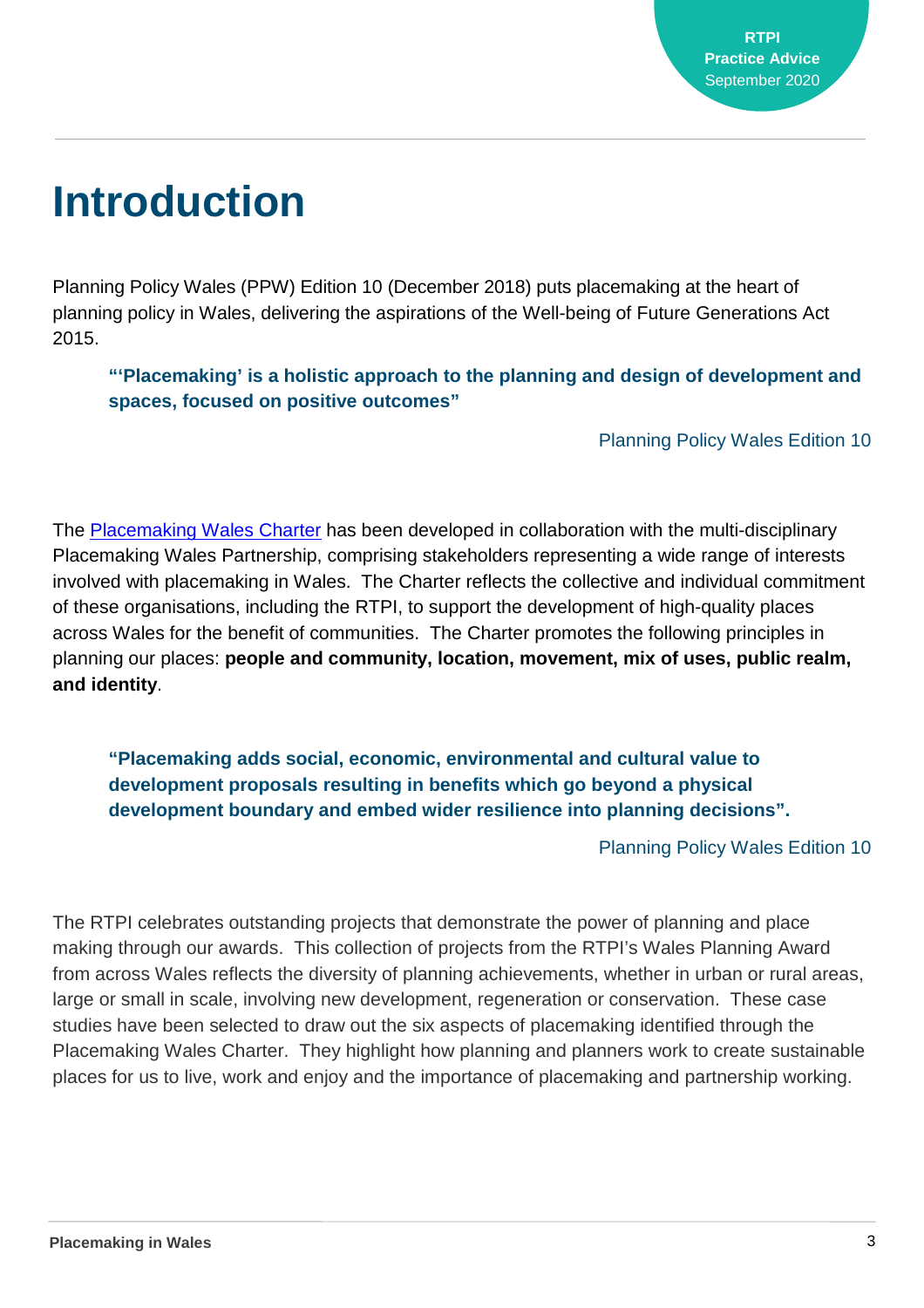# Introduction

Planning Policy Wales (PPW) Edition 10 (December 2018) puts placemaking at the heart of planning policy in Wales, delivering the aspirations of the Well-being of Future Generations Act 2015.

> **"'Placemaking' is a holistic approach to the planning and design of development and spaces, focused on positive outcomes"**
>
> Planning Policy Wales Edition 10

The Placemaking Wales Charter has been developed in collaboration with the multi-disciplinary Placemaking Wales Partnership, comprising stakeholders representing a wide range of interests involved with placemaking in Wales. The Charter reflects the collective and individual commitment of these organisations, including the RTPI, to support the development of high-quality places across Wales for the benefit of communities. The Charter promotes the following principles in planning our places: **people and community, location, movement, mix of uses, public realm, and identity**.

> **"Placemaking adds social, economic, environmental and cultural value to development proposals resulting in benefits which go beyond a physical development boundary and embed wider resilience into planning decisions".**
>
> Planning Policy Wales Edition 10

The RTPI celebrates outstanding projects that demonstrate the power of planning and place making through our awards. This collection of projects from the RTPI's Wales Planning Award from across Wales reflects the diversity of planning achievements, whether in urban or rural areas, large or small in scale, involving new development, regeneration or conservation. These case studies have been selected to draw out the six aspects of placemaking identified through the Placemaking Wales Charter. They highlight how planning and planners work to create sustainable places for us to live, work and enjoy and the importance of placemaking and partnership working.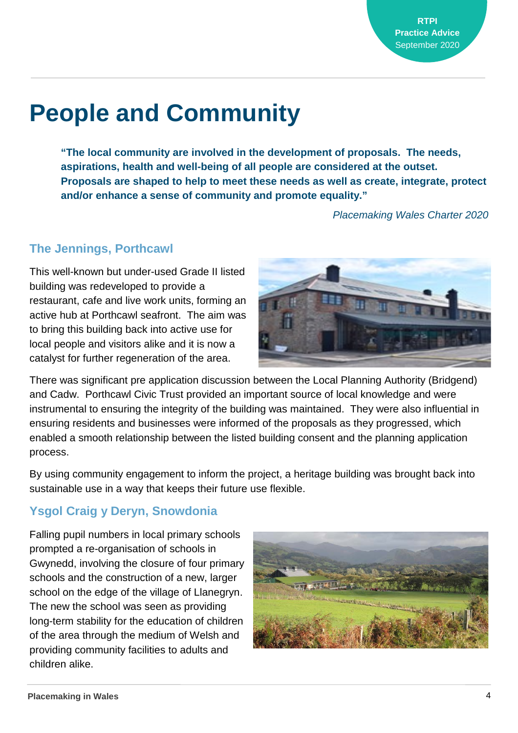# People and Community

> **"The local community are involved in the development of proposals. The needs, aspirations, health and well-being of all people are considered at the outset. Proposals are shaped to help to meet these needs as well as create, integrate, protect and/or enhance a sense of community and promote equality."**
>
> *Placemaking Wales Charter 2020*

## The Jennings, Porthcawl

This well-known but under-used Grade II listed building was redeveloped to provide a restaurant, cafe and live work units, forming an active hub at Porthcawl seafront. The aim was to bring this building back into active use for local people and visitors alike and it is now a catalyst for further regeneration of the area.

There was significant pre application discussion between the Local Planning Authority (Bridgend) and Cadw. Porthcawl Civic Trust provided an important source of local knowledge and were instrumental to ensuring the integrity of the building was maintained. They were also influential in ensuring residents and businesses were informed of the proposals as they progressed, which enabled a smooth relationship between the listed building consent and the planning application process.

By using community engagement to inform the project, a heritage building was brought back into sustainable use in a way that keeps their future use flexible.

## Ysgol Craig y Deryn, Snowdonia

Falling pupil numbers in local primary schools prompted a re-organisation of schools in Gwynedd, involving the closure of four primary schools and the construction of a new, larger school on the edge of the village of Llanegryn. The new the school was seen as providing long-term stability for the education of children of the area through the medium of Welsh and providing community facilities to adults and children alike.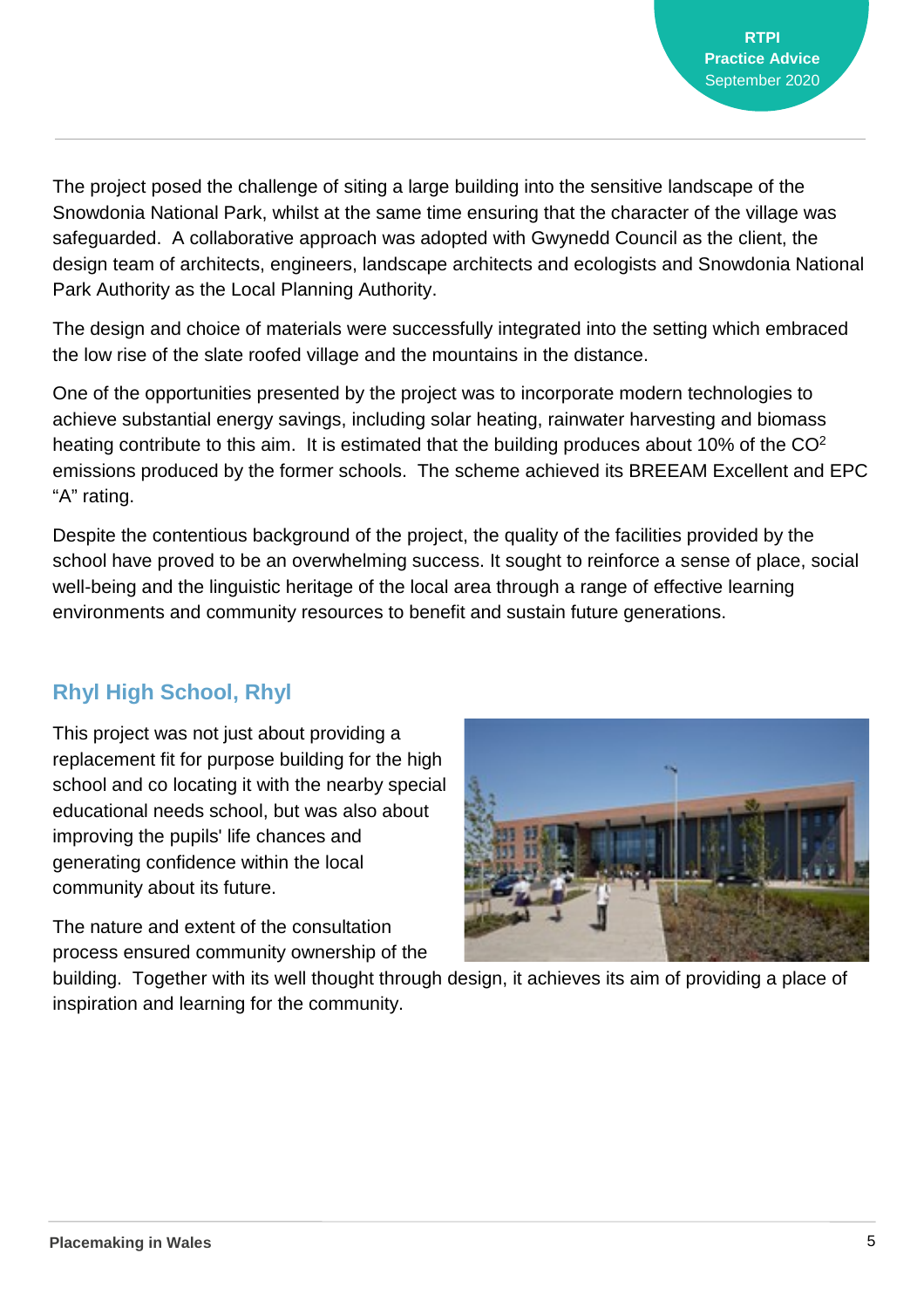The project posed the challenge of siting a large building into the sensitive landscape of the Snowdonia National Park, whilst at the same time ensuring that the character of the village was safeguarded. A collaborative approach was adopted with Gwynedd Council as the client, the design team of architects, engineers, landscape architects and ecologists and Snowdonia National Park Authority as the Local Planning Authority.

The design and choice of materials were successfully integrated into the setting which embraced the low rise of the slate roofed village and the mountains in the distance.

One of the opportunities presented by the project was to incorporate modern technologies to achieve substantial energy savings, including solar heating, rainwater harvesting and biomass heating contribute to this aim. It is estimated that the building produces about 10% of the $CO^2$ emissions produced by the former schools. The scheme achieved its BREEAM Excellent and EPC "A" rating.

Despite the contentious background of the project, the quality of the facilities provided by the school have proved to be an overwhelming success. It sought to reinforce a sense of place, social well-being and the linguistic heritage of the local area through a range of effective learning environments and community resources to benefit and sustain future generations.

## Rhyl High School, Rhyl

This project was not just about providing a replacement fit for purpose building for the high school and co locating it with the nearby special educational needs school, but was also about improving the pupils' life chances and generating confidence within the local community about its future.

The nature and extent of the consultation process ensured community ownership of the building. Together with its well thought through design, it achieves its aim of providing a place of inspiration and learning for the community.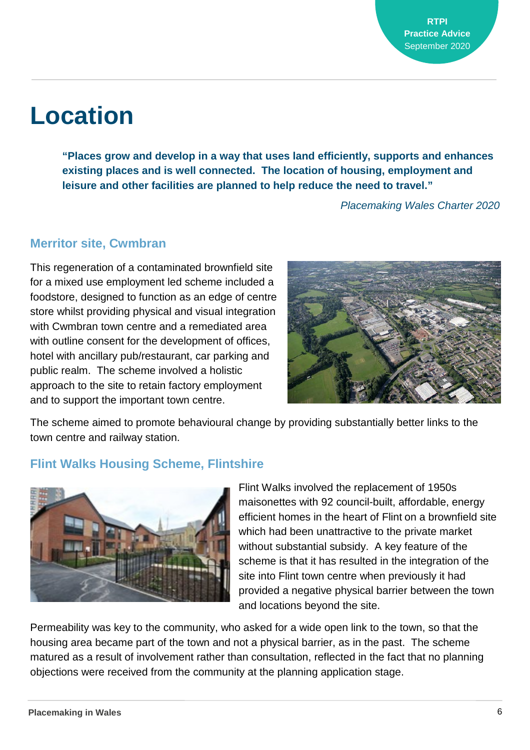# Location

> **"Places grow and develop in a way that uses land efficiently, supports and enhances existing places and is well connected. The location of housing, employment and leisure and other facilities are planned to help reduce the need to travel."**
>
> *Placemaking Wales Charter 2020*

### Merritor site, Cwmbran

This regeneration of a contaminated brownfield site for a mixed use employment led scheme included a foodstore, designed to function as an edge of centre store whilst providing physical and visual integration with Cwmbran town centre and a remediated area with outline consent for the development of offices, hotel with ancillary pub/restaurant, car parking and public realm. The scheme involved a holistic approach to the site to retain factory employment and to support the important town centre.

The scheme aimed to promote behavioural change by providing substantially better links to the town centre and railway station.

### Flint Walks Housing Scheme, Flintshire

Flint Walks involved the replacement of 1950s maisonettes with 92 council-built, affordable, energy efficient homes in the heart of Flint on a brownfield site which had been unattractive to the private market without substantial subsidy. A key feature of the scheme is that it has resulted in the integration of the site into Flint town centre when previously it had provided a negative physical barrier between the town and locations beyond the site.

Permeability was key to the community, who asked for a wide open link to the town, so that the housing area became part of the town and not a physical barrier, as in the past. The scheme matured as a result of involvement rather than consultation, reflected in the fact that no planning objections were received from the community at the planning application stage.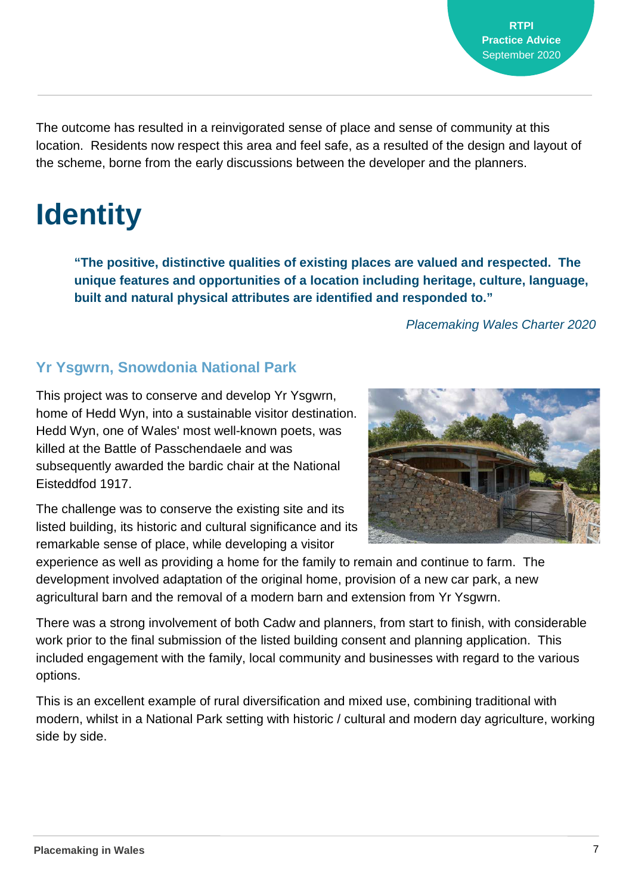The outcome has resulted in a reinvigorated sense of place and sense of community at this location. Residents now respect this area and feel safe, as a resulted of the design and layout of the scheme, borne from the early discussions between the developer and the planners.

# Identity

> **"The positive, distinctive qualities of existing places are valued and respected. The unique features and opportunities of a location including heritage, culture, language, built and natural physical attributes are identified and responded to."**
>
> *Placemaking Wales Charter 2020*

### Yr Ysgwrn, Snowdonia National Park

This project was to conserve and develop Yr Ysgwrn, home of Hedd Wyn, into a sustainable visitor destination. Hedd Wyn, one of Wales' most well-known poets, was killed at the Battle of Passchendaele and was subsequently awarded the bardic chair at the National Eisteddfod 1917.

The challenge was to conserve the existing site and its listed building, its historic and cultural significance and its remarkable sense of place, while developing a visitor experience as well as providing a home for the family to remain and continue to farm. The development involved adaptation of the original home, provision of a new car park, a new agricultural barn and the removal of a modern barn and extension from Yr Ysgwrn.

There was a strong involvement of both Cadw and planners, from start to finish, with considerable work prior to the final submission of the listed building consent and planning application. This included engagement with the family, local community and businesses with regard to the various options.

This is an excellent example of rural diversification and mixed use, combining traditional with modern, whilst in a National Park setting with historic / cultural and modern day agriculture, working side by side.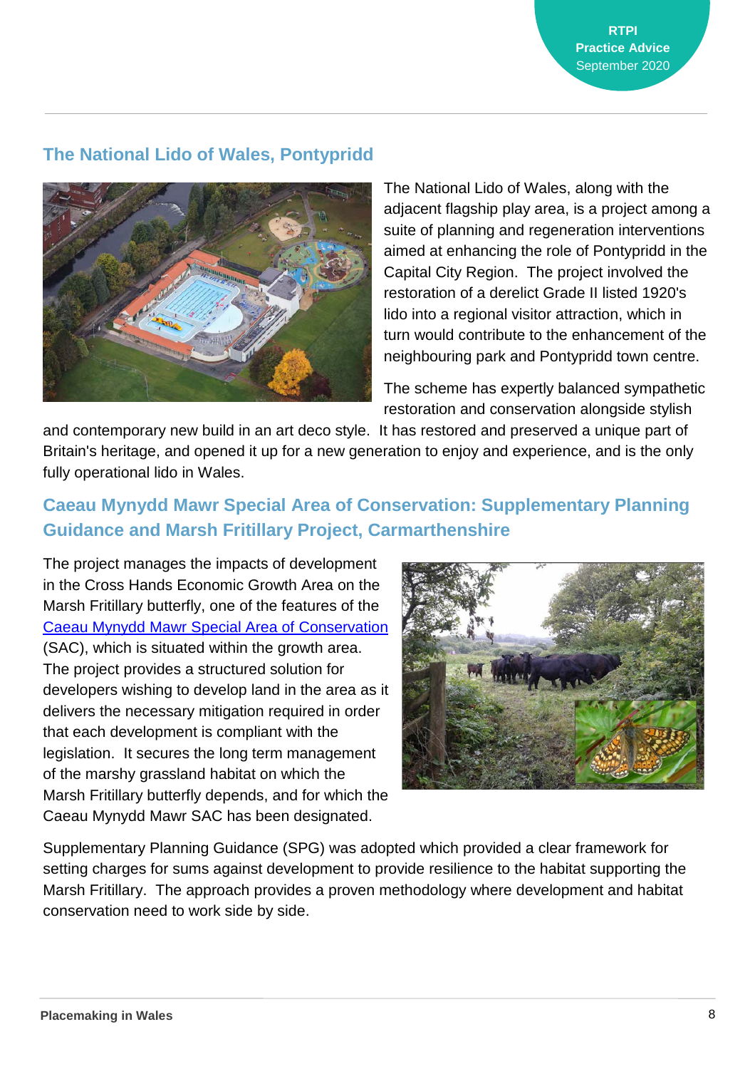## The National Lido of Wales, Pontypridd

The National Lido of Wales, along with the adjacent flagship play area, is a project among a suite of planning and regeneration interventions aimed at enhancing the role of Pontypridd in the Capital City Region. The project involved the restoration of a derelict Grade II listed 1920's lido into a regional visitor attraction, which in turn would contribute to the enhancement of the neighbouring park and Pontypridd town centre.

The scheme has expertly balanced sympathetic restoration and conservation alongside stylish and contemporary new build in an art deco style. It has restored and preserved a unique part of Britain's heritage, and opened it up for a new generation to enjoy and experience, and is the only fully operational lido in Wales.

## Caeau Mynydd Mawr Special Area of Conservation: Supplementary Planning Guidance and Marsh Fritillary Project, Carmarthenshire

The project manages the impacts of development in the Cross Hands Economic Growth Area on the Marsh Fritillary butterfly, one of the features of the [Caeau Mynydd Mawr Special Area of Conservation](#) (SAC), which is situated within the growth area. The project provides a structured solution for developers wishing to develop land in the area as it delivers the necessary mitigation required in order that each development is compliant with the legislation. It secures the long term management of the marshy grassland habitat on which the Marsh Fritillary butterfly depends, and for which the Caeau Mynydd Mawr SAC has been designated.

Supplementary Planning Guidance (SPG) was adopted which provided a clear framework for setting charges for sums against development to provide resilience to the habitat supporting the Marsh Fritillary. The approach provides a proven methodology where development and habitat conservation need to work side by side.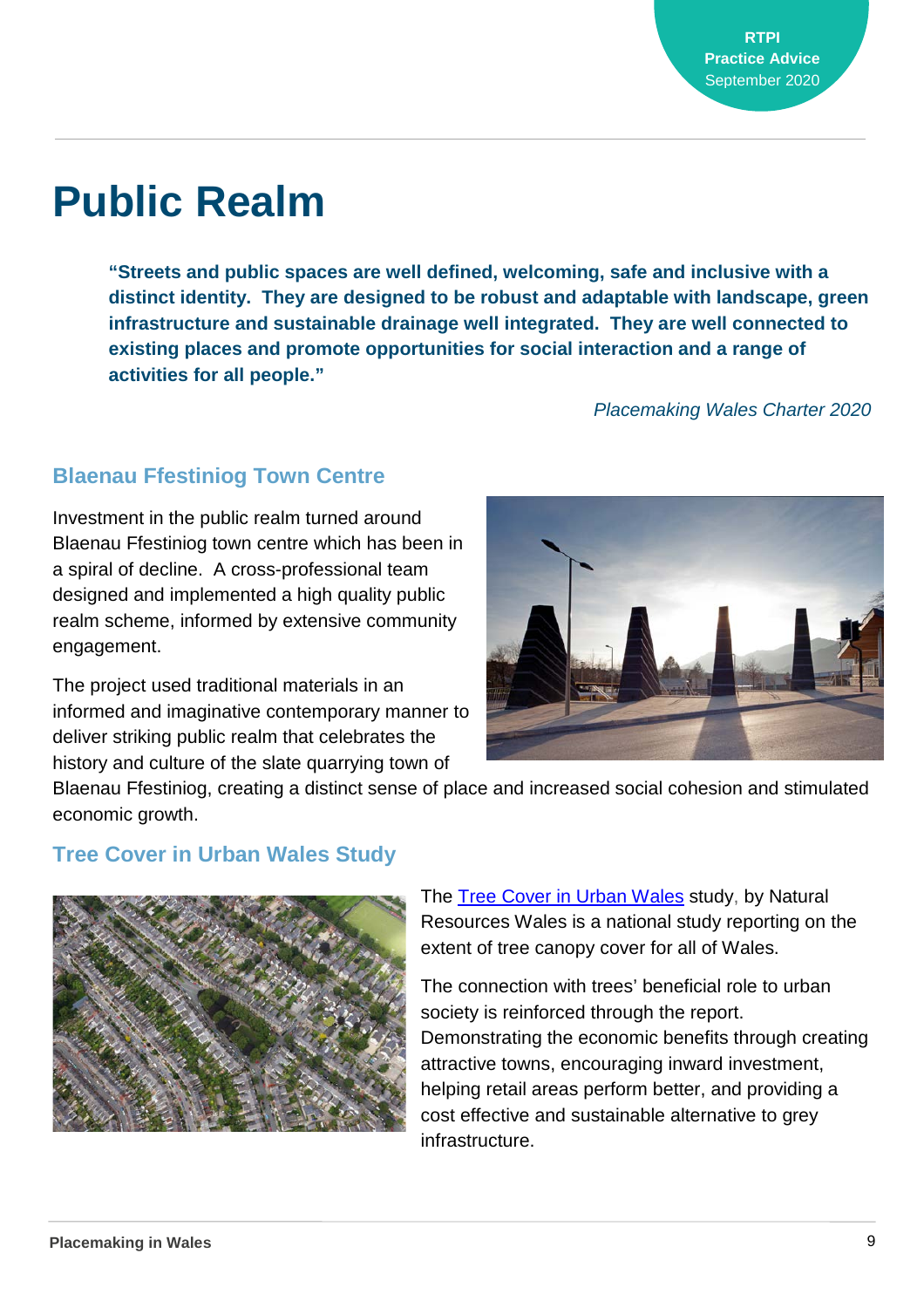# Public Realm

> **"Streets and public spaces are well defined, welcoming, safe and inclusive with a distinct identity. They are designed to be robust and adaptable with landscape, green infrastructure and sustainable drainage well integrated. They are well connected to existing places and promote opportunities for social interaction and a range of activities for all people."**
>
> *Placemaking Wales Charter 2020*

## Blaenau Ffestiniog Town Centre

Investment in the public realm turned around Blaenau Ffestiniog town centre which has been in a spiral of decline. A cross-professional team designed and implemented a high quality public realm scheme, informed by extensive community engagement.

The project used traditional materials in an informed and imaginative contemporary manner to deliver striking public realm that celebrates the history and culture of the slate quarrying town of Blaenau Ffestiniog, creating a distinct sense of place and increased social cohesion and stimulated economic growth.

## Tree Cover in Urban Wales Study

The [Tree Cover in Urban Wales](Tree Cover in Urban Wales) study, by Natural Resources Wales is a national study reporting on the extent of tree canopy cover for all of Wales.

The connection with trees' beneficial role to urban society is reinforced through the report. Demonstrating the economic benefits through creating attractive towns, encouraging inward investment, helping retail areas perform better, and providing a cost effective and sustainable alternative to grey infrastructure.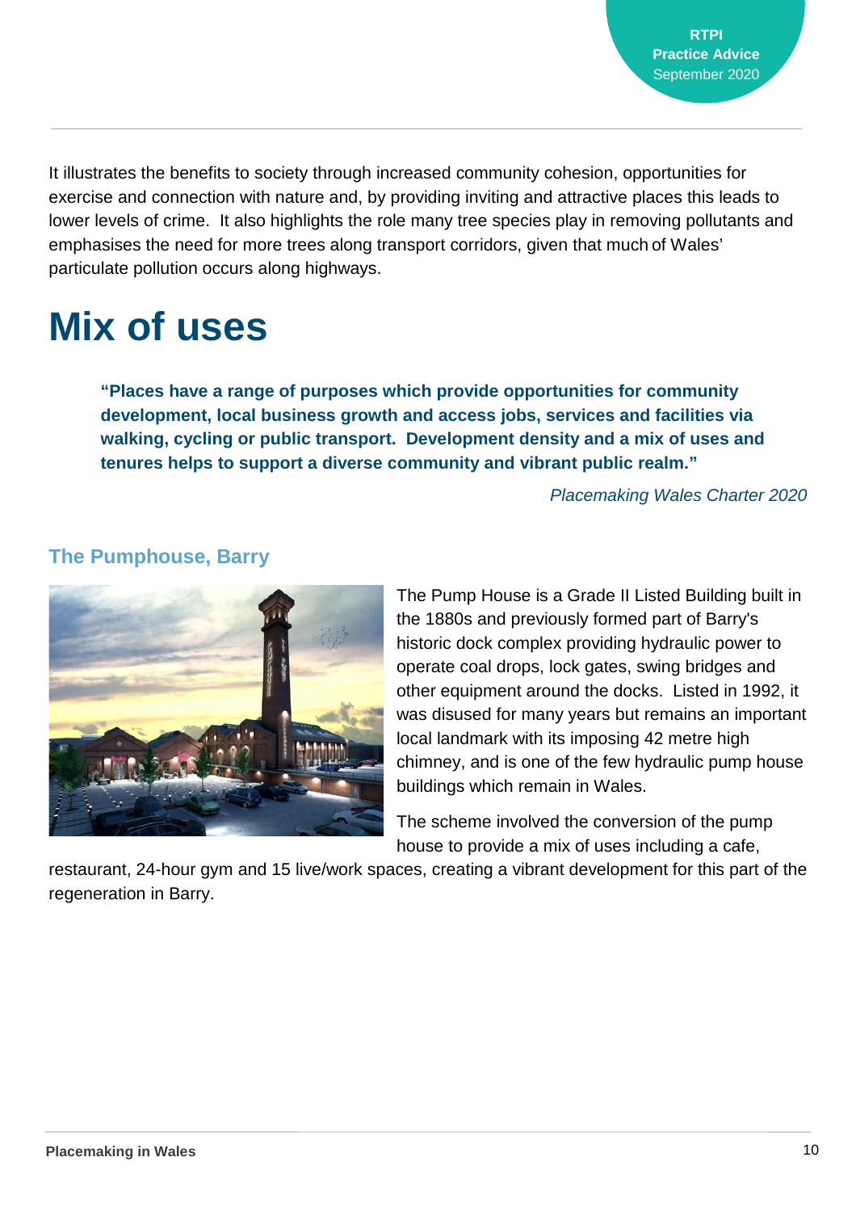It illustrates the benefits to society through increased community cohesion, opportunities for exercise and connection with nature and, by providing inviting and attractive places this leads to lower levels of crime. It also highlights the role many tree species play in removing pollutants and emphasises the need for more trees along transport corridors, given that much of Wales' particulate pollution occurs along highways.

# Mix of uses

> **"Places have a range of purposes which provide opportunities for community development, local business growth and access jobs, services and facilities via walking, cycling or public transport. Development density and a mix of uses and tenures helps to support a diverse community and vibrant public realm."**
>
> *Placemaking Wales Charter 2020*

### The Pumphouse, Barry

The Pump House is a Grade II Listed Building built in the 1880s and previously formed part of Barry's historic dock complex providing hydraulic power to operate coal drops, lock gates, swing bridges and other equipment around the docks. Listed in 1992, it was disused for many years but remains an important local landmark with its imposing 42 metre high chimney, and is one of the few hydraulic pump house buildings which remain in Wales.

The scheme involved the conversion of the pump house to provide a mix of uses including a cafe, restaurant, 24-hour gym and 15 live/work spaces, creating a vibrant development for this part of the regeneration in Barry.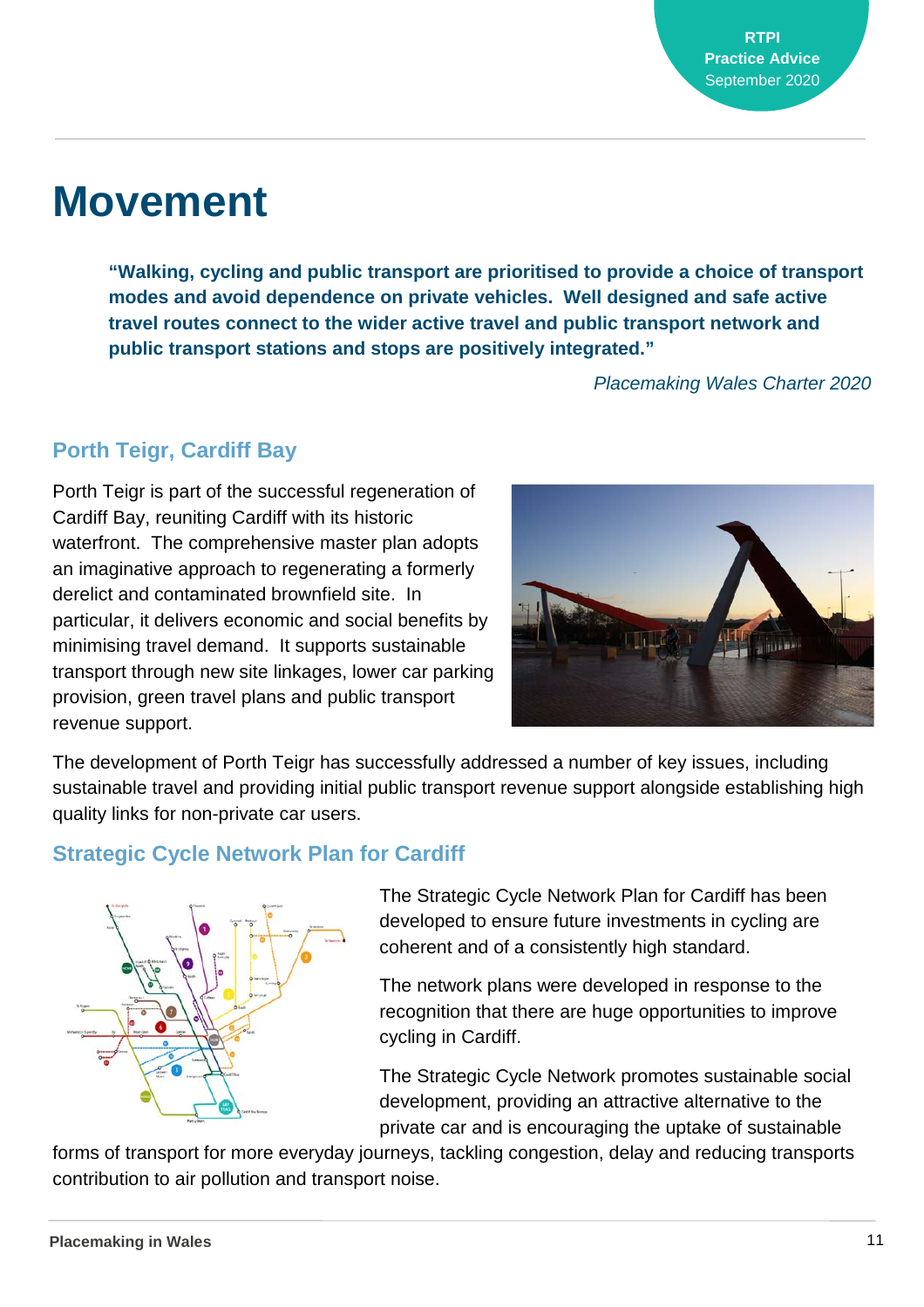# Movement

> **"Walking, cycling and public transport are prioritised to provide a choice of transport modes and avoid dependence on private vehicles. Well designed and safe active travel routes connect to the wider active travel and public transport network and public transport stations and stops are positively integrated."**

*Placemaking Wales Charter 2020*

## Porth Teigr, Cardiff Bay

Porth Teigr is part of the successful regeneration of Cardiff Bay, reuniting Cardiff with its historic waterfront. The comprehensive master plan adopts an imaginative approach to regenerating a formerly derelict and contaminated brownfield site. In particular, it delivers economic and social benefits by minimising travel demand. It supports sustainable transport through new site linkages, lower car parking provision, green travel plans and public transport revenue support.

The development of Porth Teigr has successfully addressed a number of key issues, including sustainable travel and providing initial public transport revenue support alongside establishing high quality links for non-private car users.

## Strategic Cycle Network Plan for Cardiff

The Strategic Cycle Network Plan for Cardiff has been developed to ensure future investments in cycling are coherent and of a consistently high standard.

The network plans were developed in response to the recognition that there are huge opportunities to improve cycling in Cardiff.

The Strategic Cycle Network promotes sustainable social development, providing an attractive alternative to the private car and is encouraging the uptake of sustainable forms of transport for more everyday journeys, tackling congestion, delay and reducing transports contribution to air pollution and transport noise.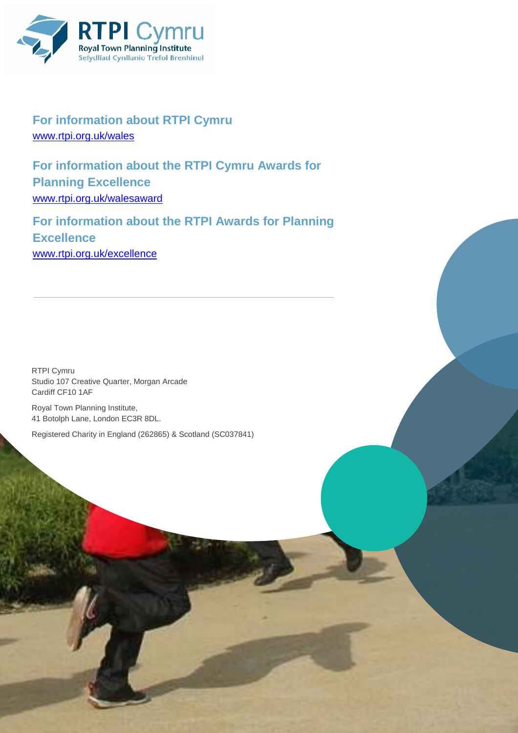**For information about RTPI Cymru**
www.rtpi.org.uk/wales

**For information about the RTPI Cymru Awards for Planning Excellence**
www.rtpi.org.uk/walesaward

**For information about the RTPI Awards for Planning Excellence**
www.rtpi.org.uk/excellence

---

RTPI Cymru
Studio 107 Creative Quarter, Morgan Arcade
Cardiff CF10 1AF

Royal Town Planning Institute,
41 Botolph Lane, London EC3R 8DL.

Registered Charity in England (262865) & Scotland (SC037841)